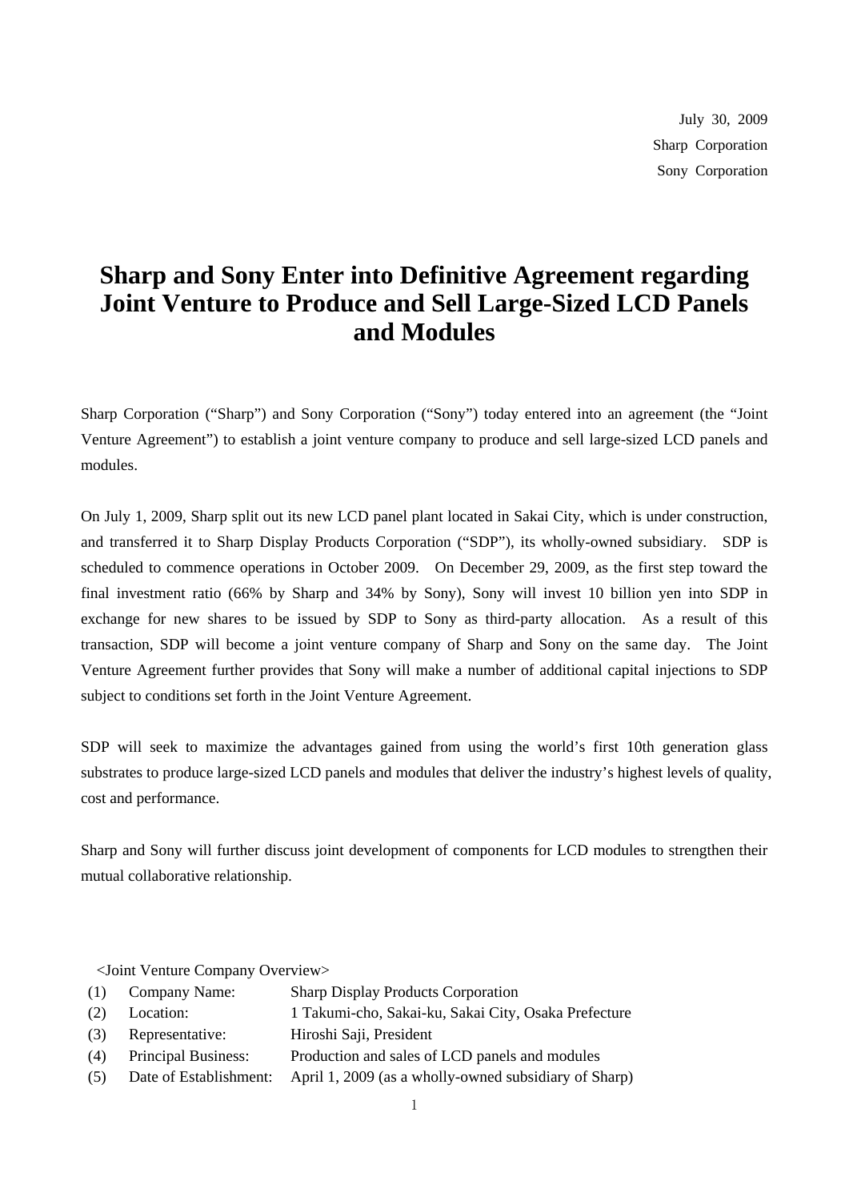July 30, 2009
Sharp Corporation
Sony Corporation

# Sharp and Sony Enter into Definitive Agreement regarding Joint Venture to Produce and Sell Large-Sized LCD Panels and Modules

Sharp Corporation (“Sharp”) and Sony Corporation (“Sony”) today entered into an agreement (the “Joint Venture Agreement”) to establish a joint venture company to produce and sell large-sized LCD panels and modules.

On July 1, 2009, Sharp split out its new LCD panel plant located in Sakai City, which is under construction, and transferred it to Sharp Display Products Corporation (“SDP”), its wholly-owned subsidiary. SDP is scheduled to commence operations in October 2009. On December 29, 2009, as the first step toward the final investment ratio (66% by Sharp and 34% by Sony), Sony will invest 10 billion yen into SDP in exchange for new shares to be issued by SDP to Sony as third-party allocation. As a result of this transaction, SDP will become a joint venture company of Sharp and Sony on the same day. The Joint Venture Agreement further provides that Sony will make a number of additional capital injections to SDP subject to conditions set forth in the Joint Venture Agreement.

SDP will seek to maximize the advantages gained from using the world’s first 10th generation glass substrates to produce large-sized LCD panels and modules that deliver the industry’s highest levels of quality, cost and performance.

Sharp and Sony will further discuss joint development of components for LCD modules to strengthen their mutual collaborative relationship.

<Joint Venture Company Overview>

(1) Company Name: Sharp Display Products Corporation

(2) Location: 1 Takumi-cho, Sakai-ku, Sakai City, Osaka Prefecture

(3) Representative: Hiroshi Saji, President

(4) Principal Business: Production and sales of LCD panels and modules

(5) Date of Establishment: April 1, 2009 (as a wholly-owned subsidiary of Sharp)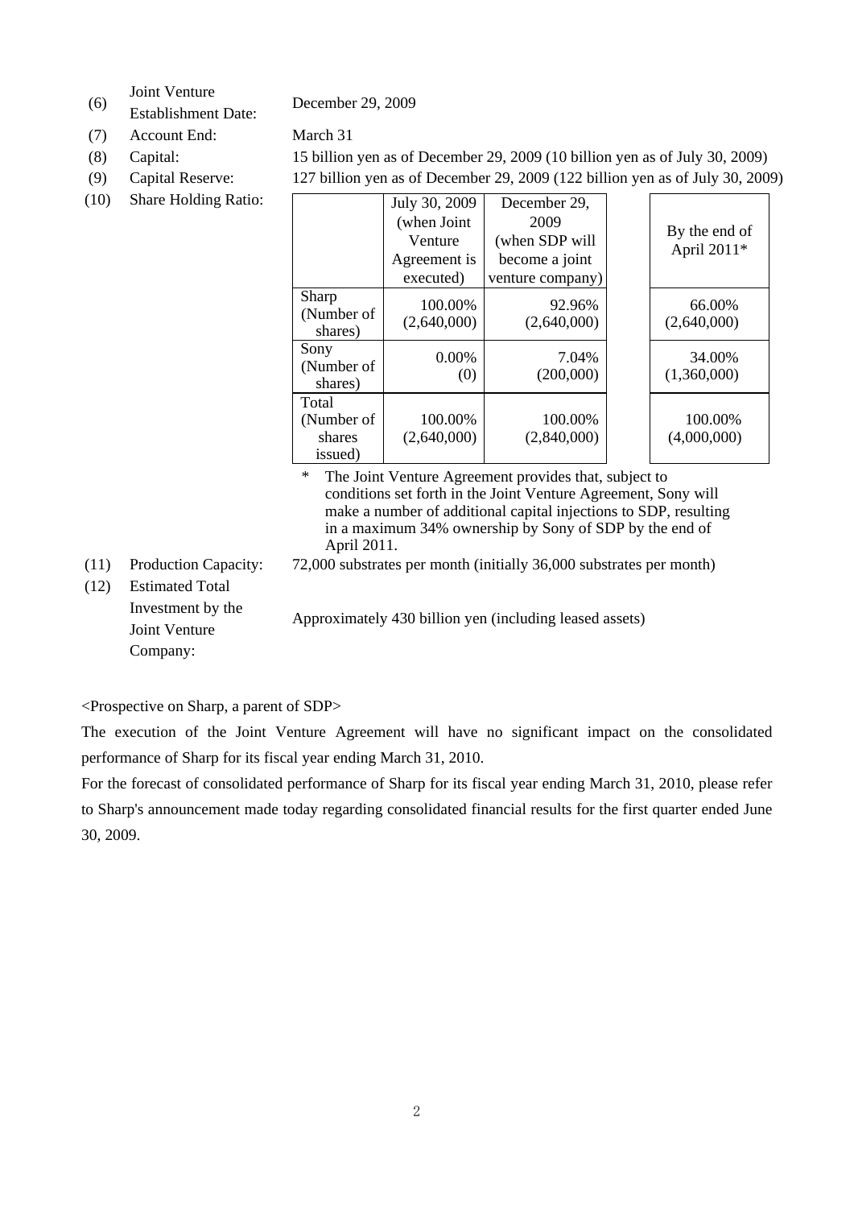(6) Joint Venture Establishment Date: December 29, 2009

(7) Account End: March 31

(8) Capital: 15 billion yen as of December 29, 2009 (10 billion yen as of July 30, 2009)

(9) Capital Reserve: 127 billion yen as of December 29, 2009 (122 billion yen as of July 30, 2009)

(10) Share Holding Ratio:

| | July 30, 2009 (when Joint Venture Agreement is executed) | December 29, 2009 (when SDP will become a joint venture company) | By the end of April 2011* |
|---|---|---|---|
| Sharp (Number of shares) | 100.00% (2,640,000) | 92.96% (2,640,000) | 66.00% (2,640,000) |
| Sony (Number of shares) | 0.00% (0) | 7.04% (200,000) | 34.00% (1,360,000) |
| Total (Number of shares issued) | 100.00% (2,640,000) | 100.00% (2,840,000) | 100.00% (4,000,000) |

\* The Joint Venture Agreement provides that, subject to conditions set forth in the Joint Venture Agreement, Sony will make a number of additional capital injections to SDP, resulting in a maximum 34% ownership by Sony of SDP by the end of April 2011.

(11) Production Capacity: 72,000 substrates per month (initially 36,000 substrates per month)

(12) Estimated Total Investment by the Joint Venture Company: Approximately 430 billion yen (including leased assets)

<Prospective on Sharp, a parent of SDP>

The execution of the Joint Venture Agreement will have no significant impact on the consolidated performance of Sharp for its fiscal year ending March 31, 2010.

For the forecast of consolidated performance of Sharp for its fiscal year ending March 31, 2010, please refer to Sharp's announcement made today regarding consolidated financial results for the first quarter ended June 30, 2009.